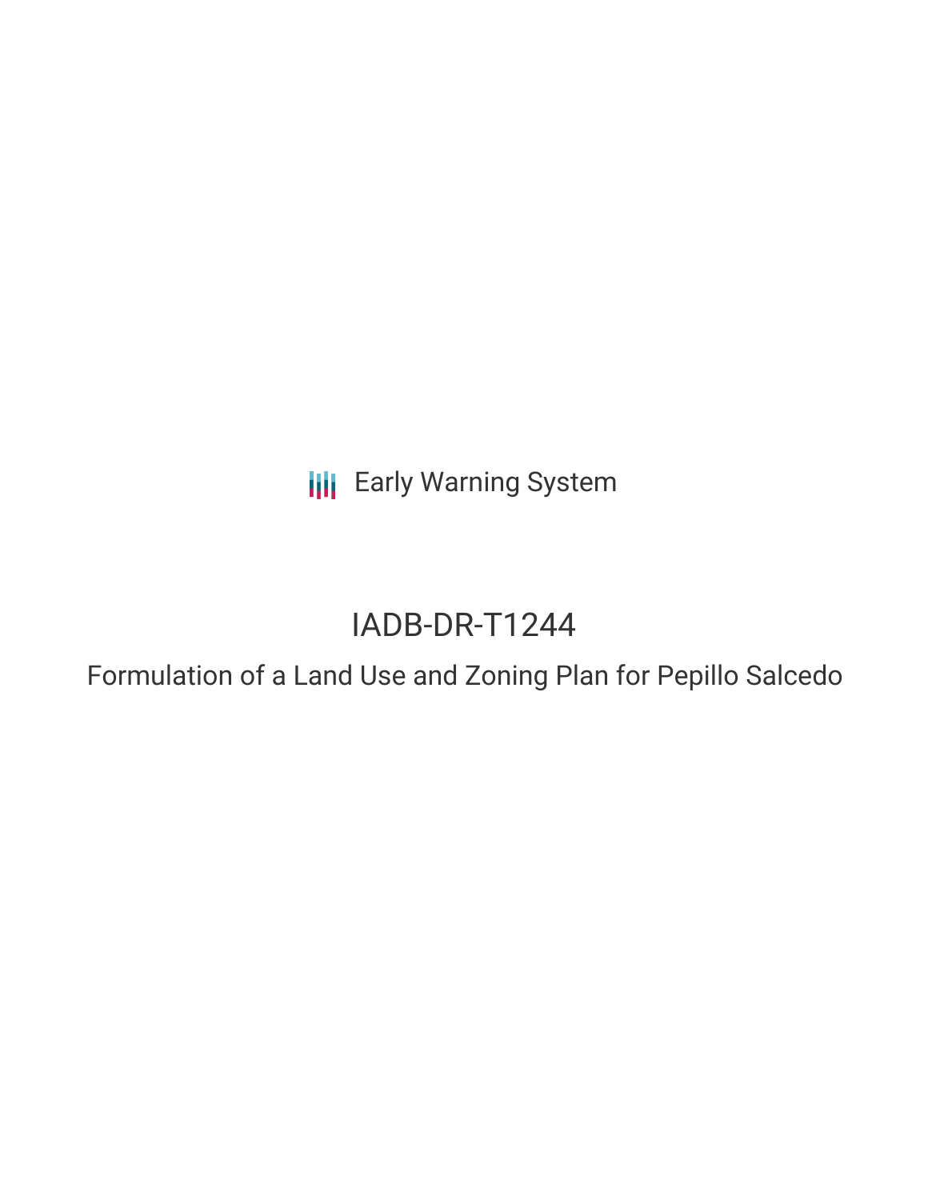Early Warning System

# IADB-DR-T1244

## Formulation of a Land Use and Zoning Plan for Pepillo Salcedo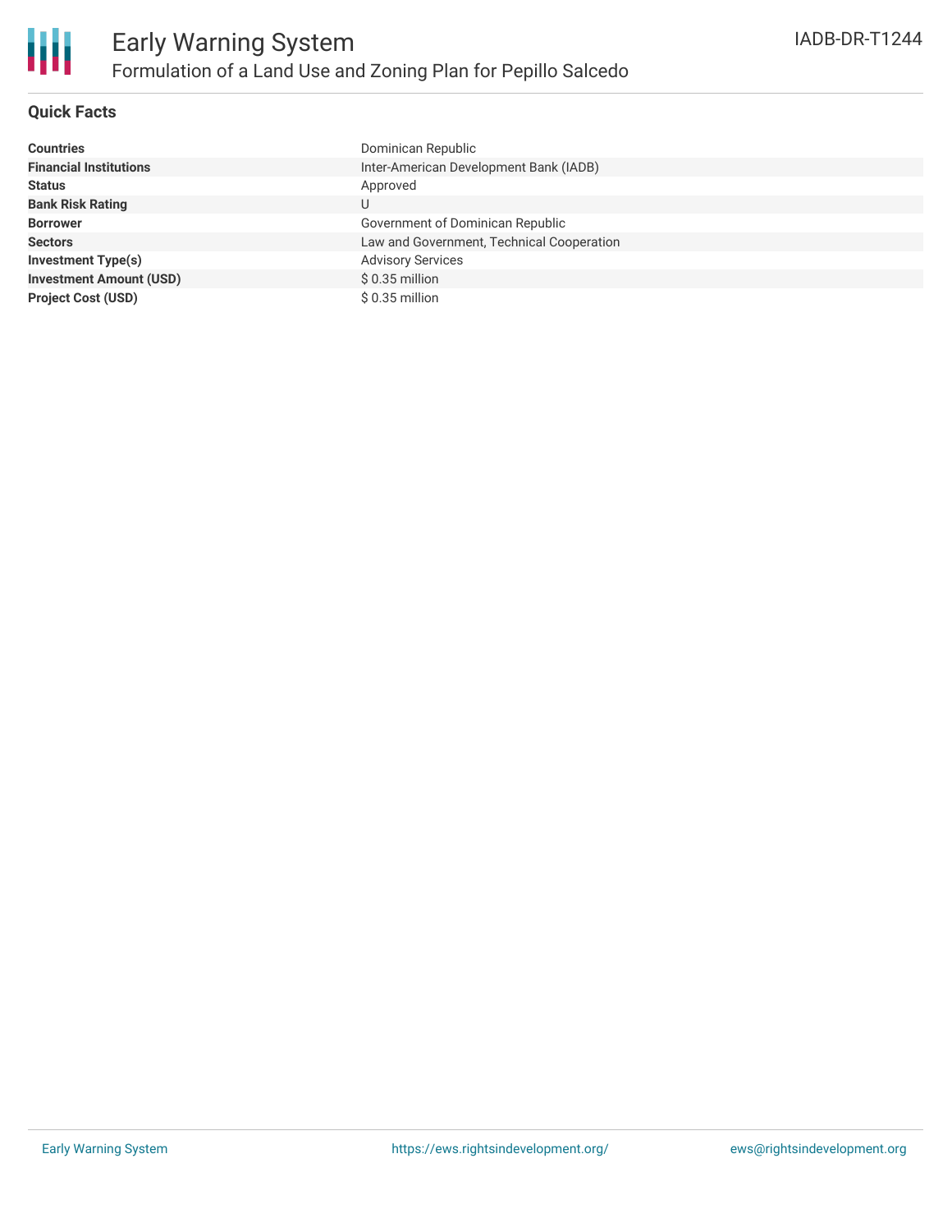# Early Warning System

## Formulation of a Land Use and Zoning Plan for Pepillo Salcedo

IADB-DR-T1244

### Quick Facts

| | |
|---|---|
| **Countries** | Dominican Republic |
| **Financial Institutions** | Inter-American Development Bank (IADB) |
| **Status** | Approved |
| **Bank Risk Rating** | U |
| **Borrower** | Government of Dominican Republic |
| **Sectors** | Law and Government, Technical Cooperation |
| **Investment Type(s)** | Advisory Services |
| **Investment Amount (USD)** | $ 0.35 million |
| **Project Cost (USD)** | $ 0.35 million |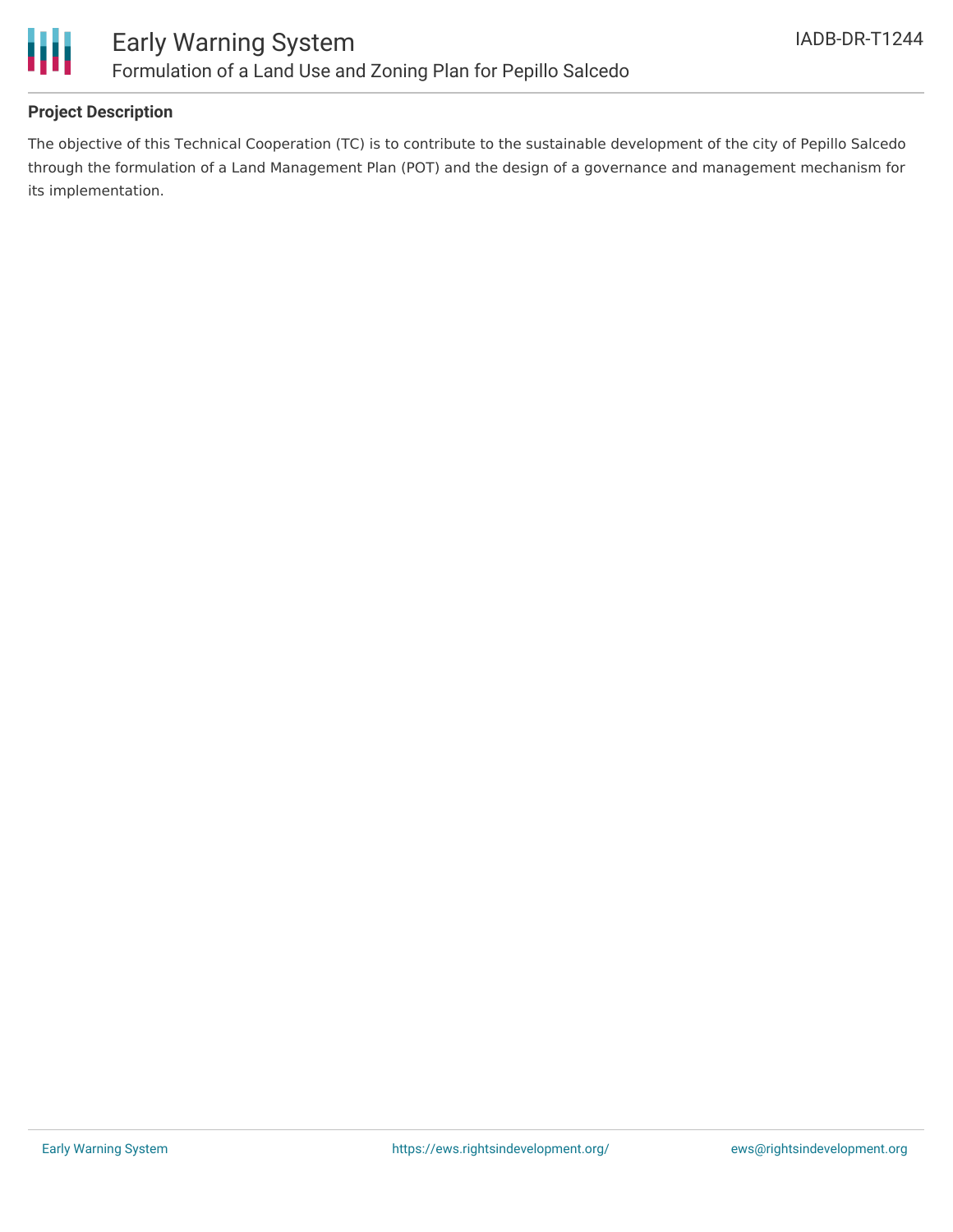## Project Description

The objective of this Technical Cooperation (TC) is to contribute to the sustainable development of the city of Pepillo Salcedo through the formulation of a Land Management Plan (POT) and the design of a governance and management mechanism for its implementation.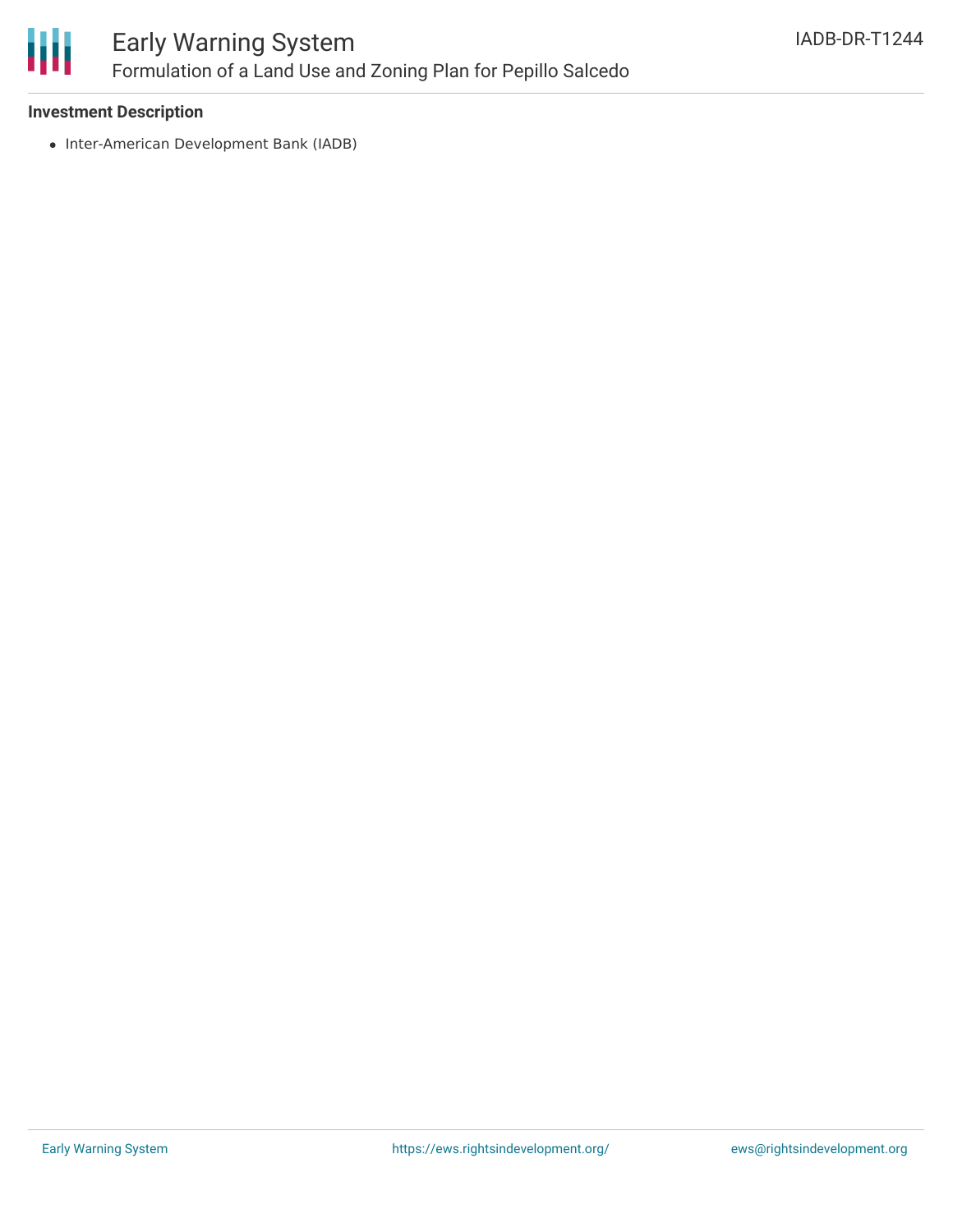**Investment Description**

- Inter-American Development Bank (IADB)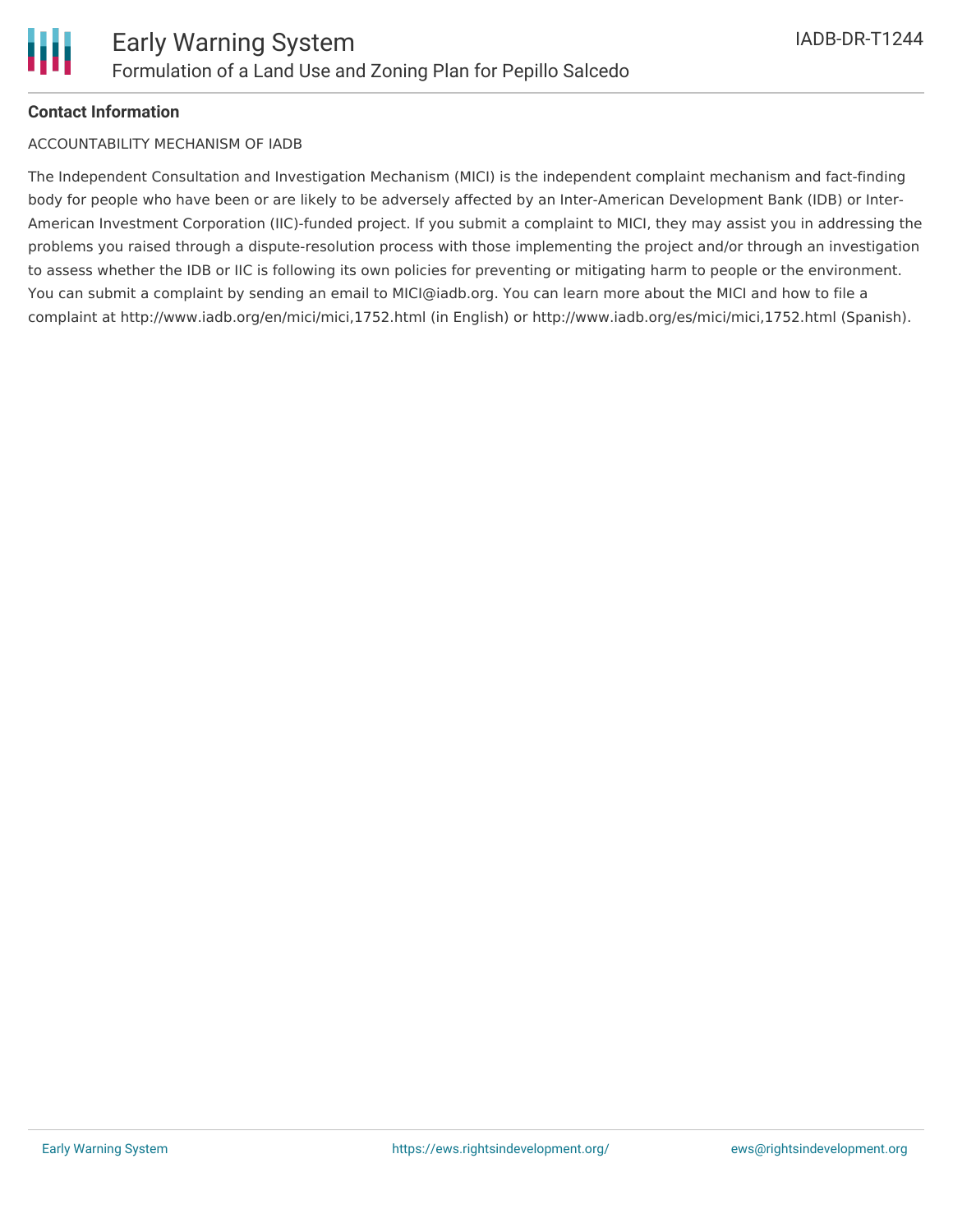**Contact Information**

ACCOUNTABILITY MECHANISM OF IADB

The Independent Consultation and Investigation Mechanism (MICI) is the independent complaint mechanism and fact-finding body for people who have been or are likely to be adversely affected by an Inter-American Development Bank (IDB) or Inter-American Investment Corporation (IIC)-funded project. If you submit a complaint to MICI, they may assist you in addressing the problems you raised through a dispute-resolution process with those implementing the project and/or through an investigation to assess whether the IDB or IIC is following its own policies for preventing or mitigating harm to people or the environment. You can submit a complaint by sending an email to MICI@iadb.org. You can learn more about the MICI and how to file a complaint at http://www.iadb.org/en/mici/mici,1752.html (in English) or http://www.iadb.org/es/mici/mici,1752.html (Spanish).